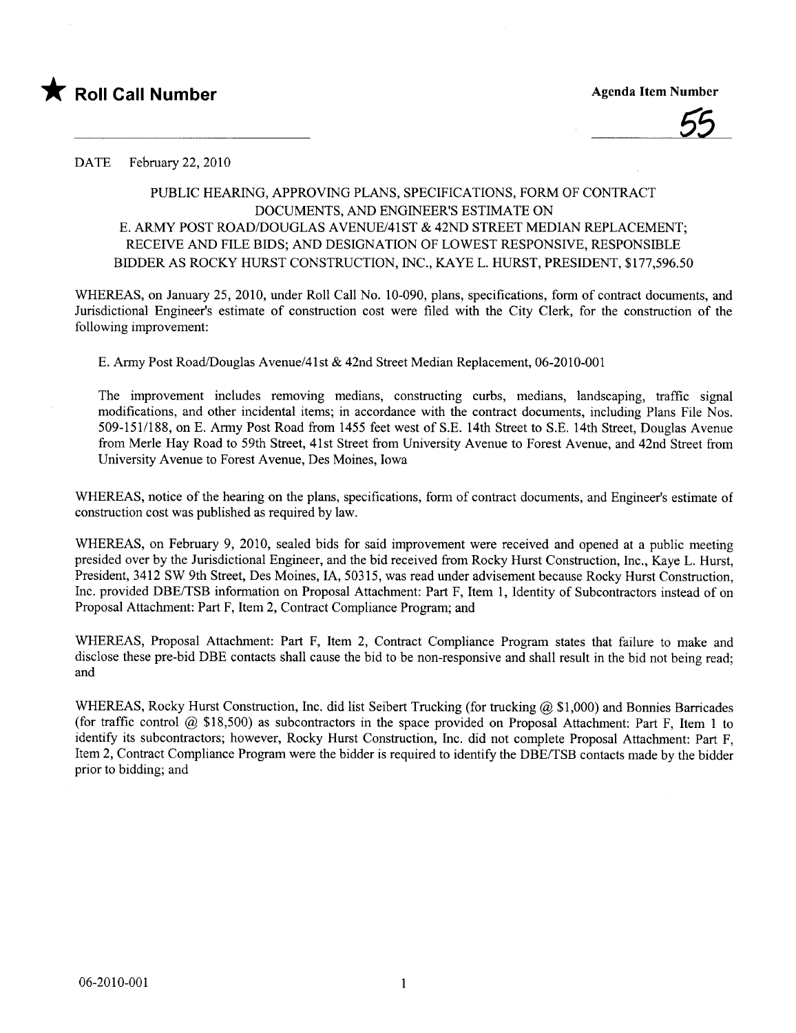★ **Roll Call Number**

**Agenda Item Number**

55

DATE February 22, 2010

PUBLIC HEARING, APPROVING PLANS, SPECIFICATIONS, FORM OF CONTRACT DOCUMENTS, AND ENGINEER'S ESTIMATE ON E. ARMY POST ROAD/DOUGLAS AVENUE/41ST & 42ND STREET MEDIAN REPLACEMENT; RECEIVE AND FILE BIDS; AND DESIGNATION OF LOWEST RESPONSIVE, RESPONSIBLE BIDDER AS ROCKY HURST CONSTRUCTION, INC., KAYE L. HURST, PRESIDENT, $177,596.50

WHEREAS, on January 25, 2010, under Roll Call No. 10-090, plans, specifications, form of contract documents, and Jurisdictional Engineer's estimate of construction cost were filed with the City Clerk, for the construction of the following improvement:

E. Army Post Road/Douglas Avenue/41st & 42nd Street Median Replacement, 06-2010-001

The improvement includes removing medians, constructing curbs, medians, landscaping, traffic signal modifications, and other incidental items; in accordance with the contract documents, including Plans File Nos. 509-151/188, on E. Army Post Road from 1455 feet west of S.E. 14th Street to S.E. 14th Street, Douglas Avenue from Merle Hay Road to 59th Street, 41st Street from University Avenue to Forest Avenue, and 42nd Street from University Avenue to Forest Avenue, Des Moines, Iowa

WHEREAS, notice of the hearing on the plans, specifications, form of contract documents, and Engineer's estimate of construction cost was published as required by law.

WHEREAS, on February 9, 2010, sealed bids for said improvement were received and opened at a public meeting presided over by the Jurisdictional Engineer, and the bid received from Rocky Hurst Construction, Inc., Kaye L. Hurst, President, 3412 SW 9th Street, Des Moines, IA, 50315, was read under advisement because Rocky Hurst Construction, Inc. provided DBE/TSB information on Proposal Attachment: Part F, Item 1, Identity of Subcontractors instead of on Proposal Attachment: Part F, Item 2, Contract Compliance Program; and

WHEREAS, Proposal Attachment: Part F, Item 2, Contract Compliance Program states that failure to make and disclose these pre-bid DBE contacts shall cause the bid to be non-responsive and shall result in the bid not being read; and

WHEREAS, Rocky Hurst Construction, Inc. did list Seibert Trucking (for trucking @ $1,000) and Bonnies Barricades (for traffic control @ $18,500) as subcontractors in the space provided on Proposal Attachment: Part F, Item 1 to identify its subcontractors; however, Rocky Hurst Construction, Inc. did not complete Proposal Attachment: Part F, Item 2, Contract Compliance Program were the bidder is required to identify the DBE/TSB contacts made by the bidder prior to bidding; and

06-2010-001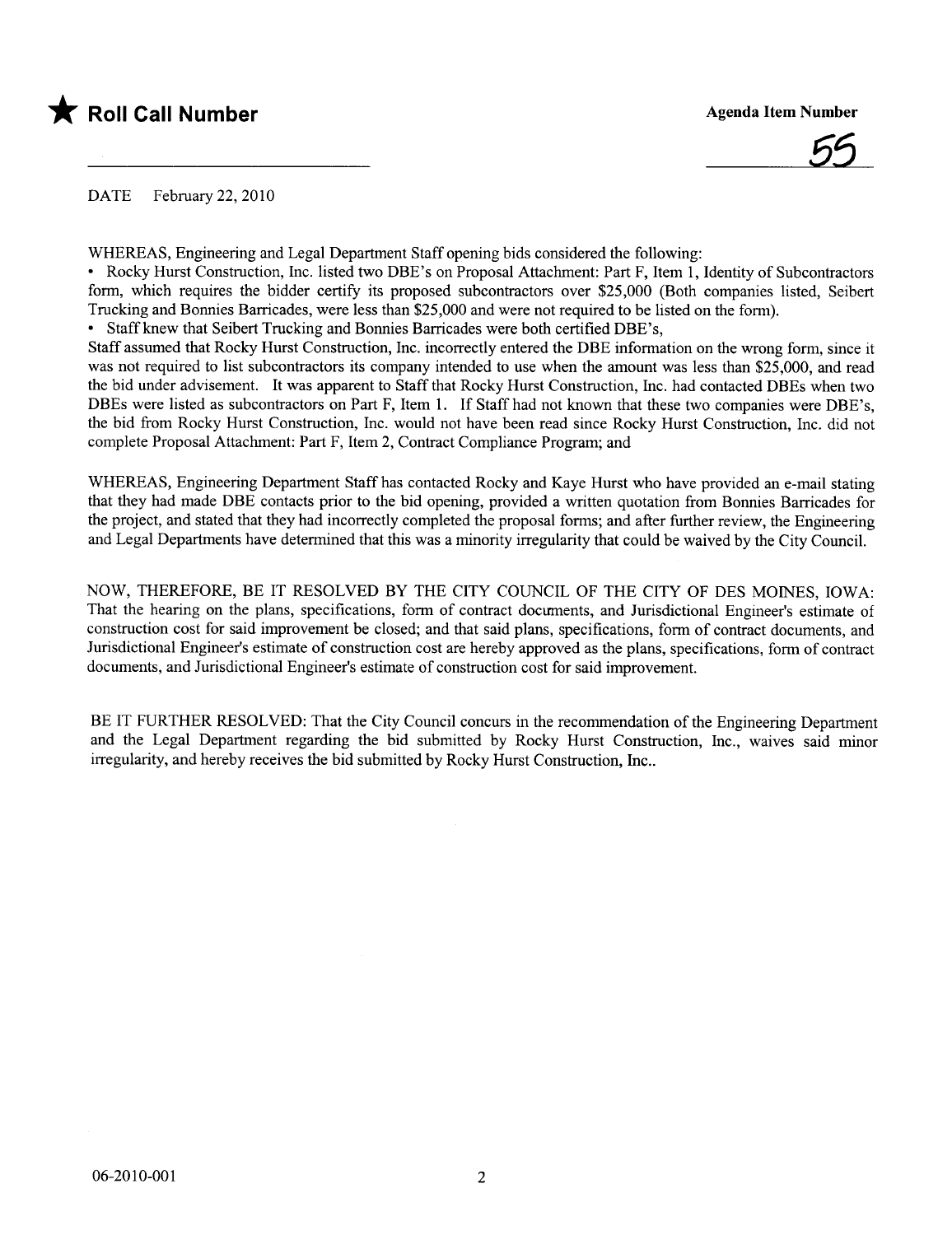★ **Roll Call Number**

**Agenda Item Number**

55

DATE February 22, 2010

WHEREAS, Engineering and Legal Department Staff opening bids considered the following:

- Rocky Hurst Construction, Inc. listed two DBE's on Proposal Attachment: Part F, Item 1, Identity of Subcontractors form, which requires the bidder certify its proposed subcontractors over $25,000 (Both companies listed, Seibert Trucking and Bonnies Barricades, were less than $25,000 and were not required to be listed on the form).
- Staff knew that Seibert Trucking and Bonnies Barricades were both certified DBE's,

Staff assumed that Rocky Hurst Construction, Inc. incorrectly entered the DBE information on the wrong form, since it was not required to list subcontractors its company intended to use when the amount was less than $25,000, and read the bid under advisement. It was apparent to Staff that Rocky Hurst Construction, Inc. had contacted DBEs when two DBEs were listed as subcontractors on Part F, Item 1. If Staff had not known that these two companies were DBE's, the bid from Rocky Hurst Construction, Inc. would not have been read since Rocky Hurst Construction, Inc. did not complete Proposal Attachment: Part F, Item 2, Contract Compliance Program; and

WHEREAS, Engineering Department Staff has contacted Rocky and Kaye Hurst who have provided an e-mail stating that they had made DBE contacts prior to the bid opening, provided a written quotation from Bonnies Barricades for the project, and stated that they had incorrectly completed the proposal forms; and after further review, the Engineering and Legal Departments have determined that this was a minority irregularity that could be waived by the City Council.

NOW, THEREFORE, BE IT RESOLVED BY THE CITY COUNCIL OF THE CITY OF DES MOINES, IOWA: That the hearing on the plans, specifications, form of contract documents, and Jurisdictional Engineer's estimate of construction cost for said improvement be closed; and that said plans, specifications, form of contract documents, and Jurisdictional Engineer's estimate of construction cost are hereby approved as the plans, specifications, form of contract documents, and Jurisdictional Engineer's estimate of construction cost for said improvement.

BE IT FURTHER RESOLVED: That the City Council concurs in the recommendation of the Engineering Department and the Legal Department regarding the bid submitted by Rocky Hurst Construction, Inc., waives said minor irregularity, and hereby receives the bid submitted by Rocky Hurst Construction, Inc..

06-2010-001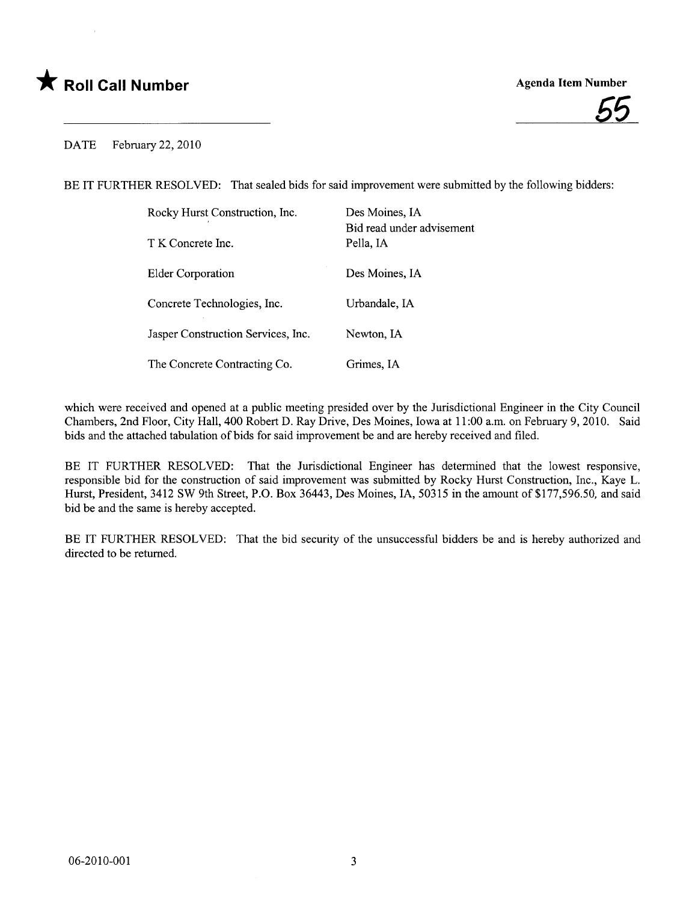★ **Roll Call Number**

Agenda Item Number

55

DATE February 22, 2010

BE IT FURTHER RESOLVED: That sealed bids for said improvement were submitted by the following bidders:

| | |
|---|---|
| Rocky Hurst Construction, Inc. | Des Moines, IA<br>Bid read under advisement |
| T K Concrete Inc. | Pella, IA |
| Elder Corporation | Des Moines, IA |
| Concrete Technologies, Inc. | Urbandale, IA |
| Jasper Construction Services, Inc. | Newton, IA |
| The Concrete Contracting Co. | Grimes, IA |

which were received and opened at a public meeting presided over by the Jurisdictional Engineer in the City Council Chambers, 2nd Floor, City Hall, 400 Robert D. Ray Drive, Des Moines, Iowa at 11:00 a.m. on February 9, 2010. Said bids and the attached tabulation of bids for said improvement be and are hereby received and filed.

BE IT FURTHER RESOLVED: That the Jurisdictional Engineer has determined that the lowest responsive, responsible bid for the construction of said improvement was submitted by Rocky Hurst Construction, Inc., Kaye L. Hurst, President, 3412 SW 9th Street, P.O. Box 36443, Des Moines, IA, 50315 in the amount of $177,596.50, and said bid be and the same is hereby accepted.

BE IT FURTHER RESOLVED: That the bid security of the unsuccessful bidders be and is hereby authorized and directed to be returned.

06-2010-001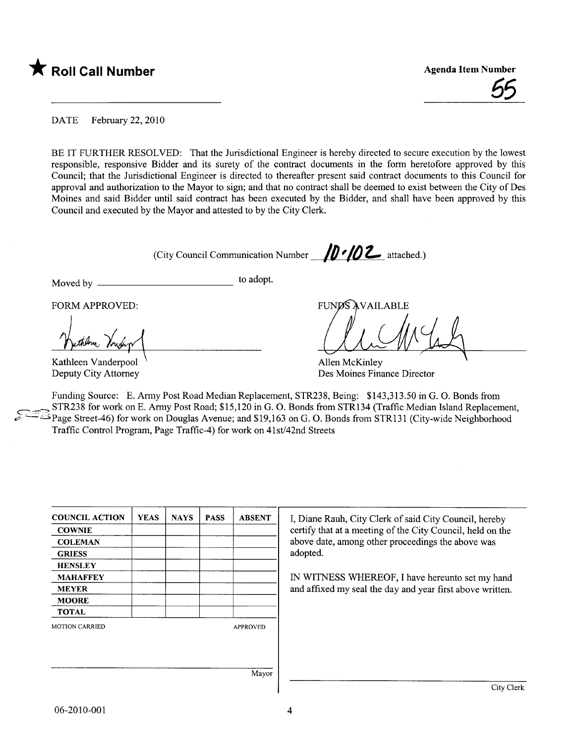★ **Roll Call Number**

**Agenda Item Number**

55

DATE February 22, 2010

BE IT FURTHER RESOLVED: That the Jurisdictional Engineer is hereby directed to secure execution by the lowest responsible, responsive Bidder and its surety of the contract documents in the form heretofore approved by this Council; that the Jurisdictional Engineer is directed to thereafter present said contract documents to this Council for approval and authorization to the Mayor to sign; and that no contract shall be deemed to exist between the City of Des Moines and said Bidder until said contract has been executed by the Bidder, and shall have been approved by this Council and executed by the Mayor and attested to by the City Clerk.

(City Council Communication Number 10-102 attached.)

Moved by ________________________ to adopt.

FORM APPROVED:

Kathleen Vanderpool
Deputy City Attorney

FUNDS AVAILABLE

Allen McKinley
Des Moines Finance Director

Funding Source: E. Army Post Road Median Replacement, STR238, Being: $143,313.50 in G. O. Bonds from STR238 for work on E. Army Post Road; $15,120 in G. O. Bonds from STR134 (Traffic Median Island Replacement, Page Street-46) for work on Douglas Avenue; and $19,163 on G. O. Bonds from STR131 (City-wide Neighborhood Traffic Control Program, Page Traffic-4) for work on 41st/42nd Streets

| COUNCIL ACTION | YEAS | NAYS | PASS | ABSENT |
|---|---|---|---|---|
| COWNIE | | | | |
| COLEMAN | | | | |
| GRIESS | | | | |
| HENSLEY | | | | |
| MAHAFFEY | | | | |
| MEYER | | | | |
| MOORE | | | | |
| TOTAL | | | | |

MOTION CARRIED APPROVED

Mayor

I, Diane Rauh, City Clerk of said City Council, hereby certify that at a meeting of the City Council, held on the above date, among other proceedings the above was adopted.

IN WITNESS WHEREOF, I have hereunto set my hand and affixed my seal the day and year first above written.

City Clerk

06-2010-001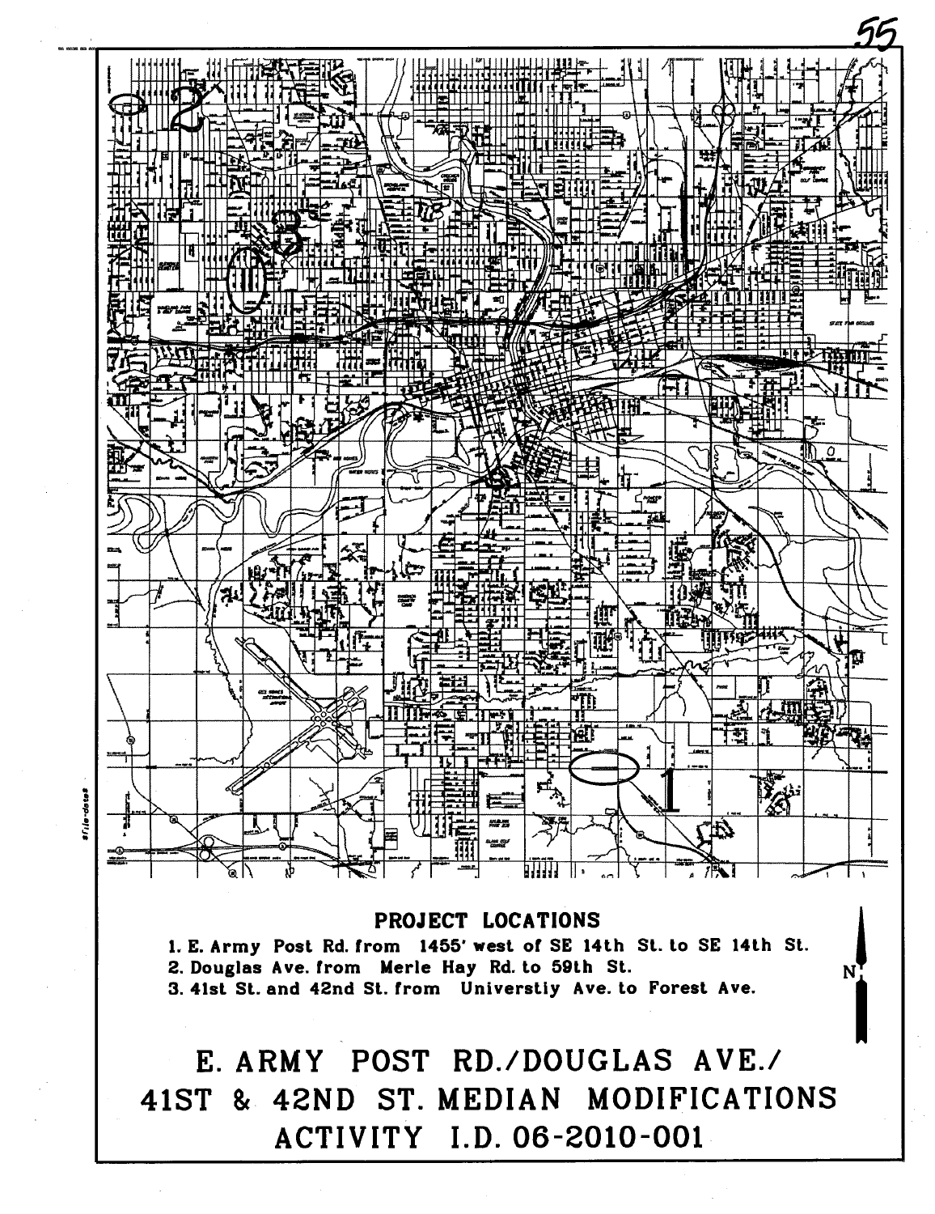## PROJECT LOCATIONS

1. E. Army Post Rd. from 1455' west of SE 14th St. to SE 14th St.
2. Douglas Ave. from Merle Hay Rd. to 59th St.
3. 41st St. and 42nd St. from Universtiy Ave. to Forest Ave.

# E. ARMY POST RD./DOUGLAS AVE./ 41ST & 42ND ST. MEDIAN MODIFICATIONS ACTIVITY I.D. 06-2010-001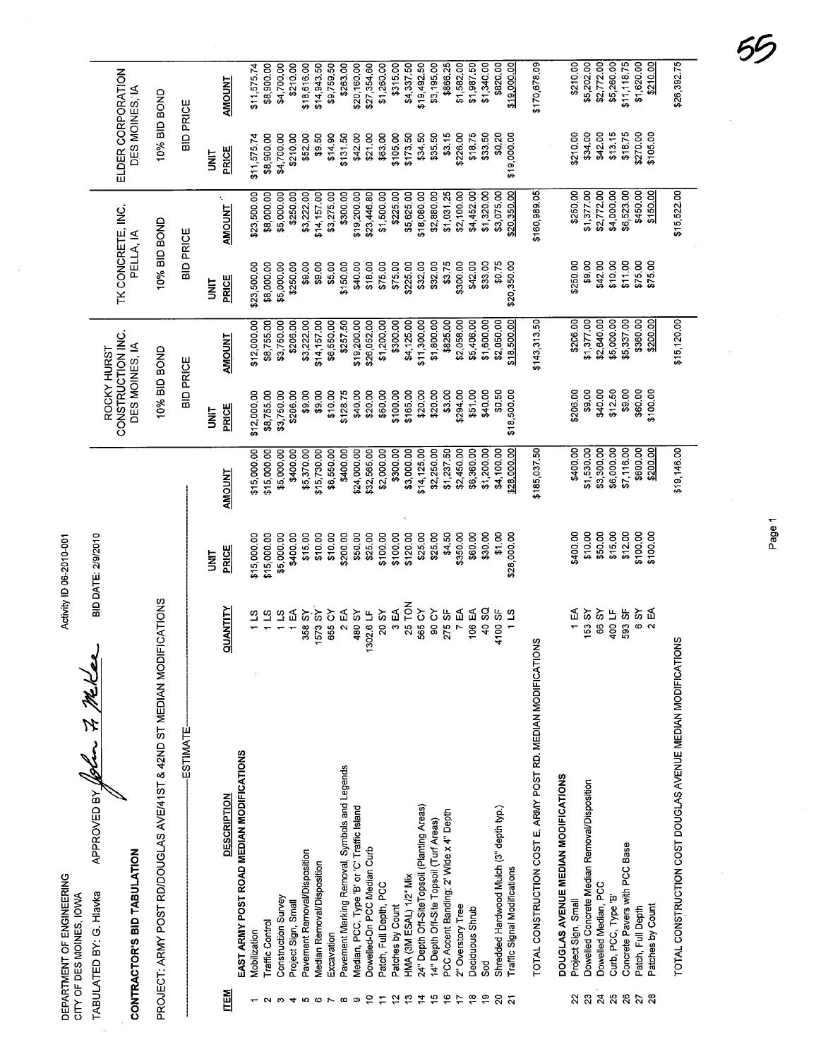DEPARTMENT OF ENGINEERING
CITY OF DES MOINES, IOWA

Activity ID 06-2010-001

TABULATED BY: G. Hlavka    APPROVED BY: John H. McKee    BID DATE: 2/9/2010

**CONTRACTOR'S BID TABULATION**

PROJECT: ARMY POST RD/DOUGLAS AVE/41ST & 42ND ST MEDIAN MODIFICATIONS

| | | | ESTIMATE | | ROCKY HURST CONSTRUCTION INC. DES MOINES, IA | | TK CONCRETE, INC. PELLA, IA | | ELDER CORPORATION DES MOINES, IA | |
|---|---|---|---|---|---|---|---|---|---|---|
| | | | | | 10% BID BOND | | 10% BID BOND | | 10% BID BOND | |
| | | | | | BID PRICE | | BID PRICE | | BID PRICE | |
| **ITEM** | **DESCRIPTION** | **QUANTITY** | **UNIT PRICE** | **AMOUNT** | **UNIT PRICE** | **AMOUNT** | **UNIT PRICE** | **AMOUNT** | **UNIT PRICE** | **AMOUNT** |
| | **EAST ARMY POST ROAD MEDIAN MODIFICATIONS** | | | | | | | | | |
| 1 | Mobilization | 1 LS | $15,000.00 | $15,000.00 | $12,000.00 | $12,000.00 | $23,500.00 | $23,500.00 | $11,575.74 | $11,575.74 |
| 2 | Traffic Control | 1 LS | $15,000.00 | $15,000.00 | $8,755.00 | $8,755.00 | $8,000.00 | $8,000.00 | $8,900.00 | $8,900.00 |
| 3 | Construction Survey | 1 LS | $5,000.00 | $5,000.00 | $3,750.00 | $3,750.00 | $5,000.00 | $5,000.00 | $4,700.00 | $4,700.00 |
| 4 | Project Sign, Small | 1 EA | $400.00 | $400.00 | $206.00 | $206.00 | $250.00 | $250.00 | $210.00 | $210.00 |
| 5 | Pavement Removal/Disposition | 358 SY | $15.00 | $5,370.00 | $9.00 | $3,222.00 | $9.00 | $3,222.00 | $52.00 | $18,616.00 |
| 6 | Median Removal/Disposition | 1573 SY | $10.00 | $15,730.00 | $9.00 | $14,157.00 | $9.00 | $14,157.00 | $9.50 | $14,943.50 |
| 7 | Excavation | 655 CY | $10.00 | $6,550.00 | $10.00 | $6,550.00 | $5.00 | $3,275.00 | $14.90 | $9,759.50 |
| 8 | Pavement Marking Removal, Symbols and Legends | 2 EA | $200.00 | $400.00 | $128.75 | $257.50 | $150.00 | $300.00 | $131.50 | $263.00 |
| 9 | Median, PCC, Type 'B' or 'C' Traffic Island | 480 SY | $50.00 | $24,000.00 | $40.00 | $19,200.00 | $40.00 | $19,200.00 | $42.00 | $20,160.00 |
| 10 | Dowelled-On PCC Median Curb | 1302.6 LF | $25.00 | $32,565.00 | $20.00 | $26,052.00 | $18.00 | $23,446.80 | $21.00 | $27,354.60 |
| 11 | Patch, Full Depth, PCC | 20 SY | $100.00 | $2,000.00 | $60.00 | $1,200.00 | $75.00 | $1,500.00 | $63.00 | $1,260.00 |
| 12 | Patches by Count | 3 EA | $100.00 | $300.00 | $100.00 | $300.00 | $75.00 | $225.00 | $105.00 | $315.00 |
| 13 | HMA (3M ESAL) 1/2" Mix | 25 TON | $120.00 | $3,000.00 | $165.00 | $4,125.00 | $225.00 | $5,625.00 | $173.50 | $4,337.50 |
| 14 | 24" Depth Off-Site Topsoil (Planting Areas) | 565 CY | $25.00 | $14,125.00 | $20.00 | $11,300.00 | $32.00 | $18,080.00 | $34.50 | $19,492.50 |
| 15 | 14" Depth Off-Site Topsoil (Turf Areas) | 90 CY | $25.00 | $2,250.00 | $20.00 | $1,800.00 | $32.00 | $2,880.00 | $35.50 | $3,195.00 |
| 16 | PCC Accent Banding, 2' Wide x 4" Depth | 275 SF | $4.50 | $1,237.50 | $3.00 | $825.00 | $3.75 | $1,031.25 | $3.15 | $866.25 |
| 17 | 2" Overstory Tree | 7 EA | $350.00 | $2,450.00 | $294.00 | $2,058.00 | $300.00 | $2,100.00 | $226.00 | $1,582.00 |
| 18 | Deciduous Shrub | 106 EA | $60.00 | $6,360.00 | $51.00 | $5,406.00 | $42.00 | $4,452.00 | $18.75 | $1,987.50 |
| 19 | Sod | 40 SQ | $30.00 | $1,200.00 | $40.00 | $1,600.00 | $33.00 | $1,320.00 | $33.50 | $1,340.00 |
| 20 | Shredded Hardwood Mulch (3" depth typ.) | 4100 SF | $1.00 | $4,100.00 | $0.50 | $2,050.00 | $0.75 | $3,075.00 | $0.20 | $820.00 |
| 21 | Traffic Signal Modifications | 1 LS | $28,000.00 | $28,000.00 | $18,500.00 | $18,500.00 | $20,350.00 | $20,350.00 | $19,000.00 | $19,000.00 |
| | TOTAL CONSTRUCTION COST E. ARMY POST RD. MEDIAN MODIFICATIONS | | | $185,037.50 | | $143,313.50 | | $160,989.05 | | $170,678.09 |
| | **DOUGLAS AVENUE MEDIAN MODIFICATIONS** | | | | | | | | | |
| 22 | Project Sign, Small | 1 EA | $400.00 | $400.00 | $206.00 | $206.00 | $250.00 | $250.00 | $210.00 | $210.00 |
| 23 | Dowelled Concrete Median Removal/Disposition | 153 SY | $10.00 | $1,530.00 | $9.00 | $1,377.00 | $9.00 | $1,377.00 | $34.00 | $5,202.00 |
| 24 | Dowelled Median, PCC | 66 SY | $50.00 | $3,300.00 | $40.00 | $2,640.00 | $42.00 | $2,772.00 | $42.00 | $2,772.00 |
| 25 | Curb, PCC, Type 'B' | 400 LF | $15.00 | $6,000.00 | $12.50 | $5,000.00 | $10.00 | $4,000.00 | $13.15 | $5,260.00 |
| 26 | Concrete Pavers with PCC Base | 593 SF | $12.00 | $7,116.00 | $9.00 | $5,337.00 | $11.00 | $6,523.00 | $18.75 | $11,118.75 |
| 27 | Patch, Full Depth | 6 SY | $100.00 | $600.00 | $60.00 | $360.00 | $75.00 | $450.00 | $270.00 | $1,620.00 |
| 28 | Patches by Count | 2 EA | $100.00 | $200.00 | $100.00 | $200.00 | $75.00 | $150.00 | $105.00 | $210.00 |
| | TOTAL CONSTRUCTION COST DOUGLAS AVENUE MEDIAN MODIFICATIONS | | | $19,146.00 | | $15,120.00 | | $15,522.00 | | $26,392.75 |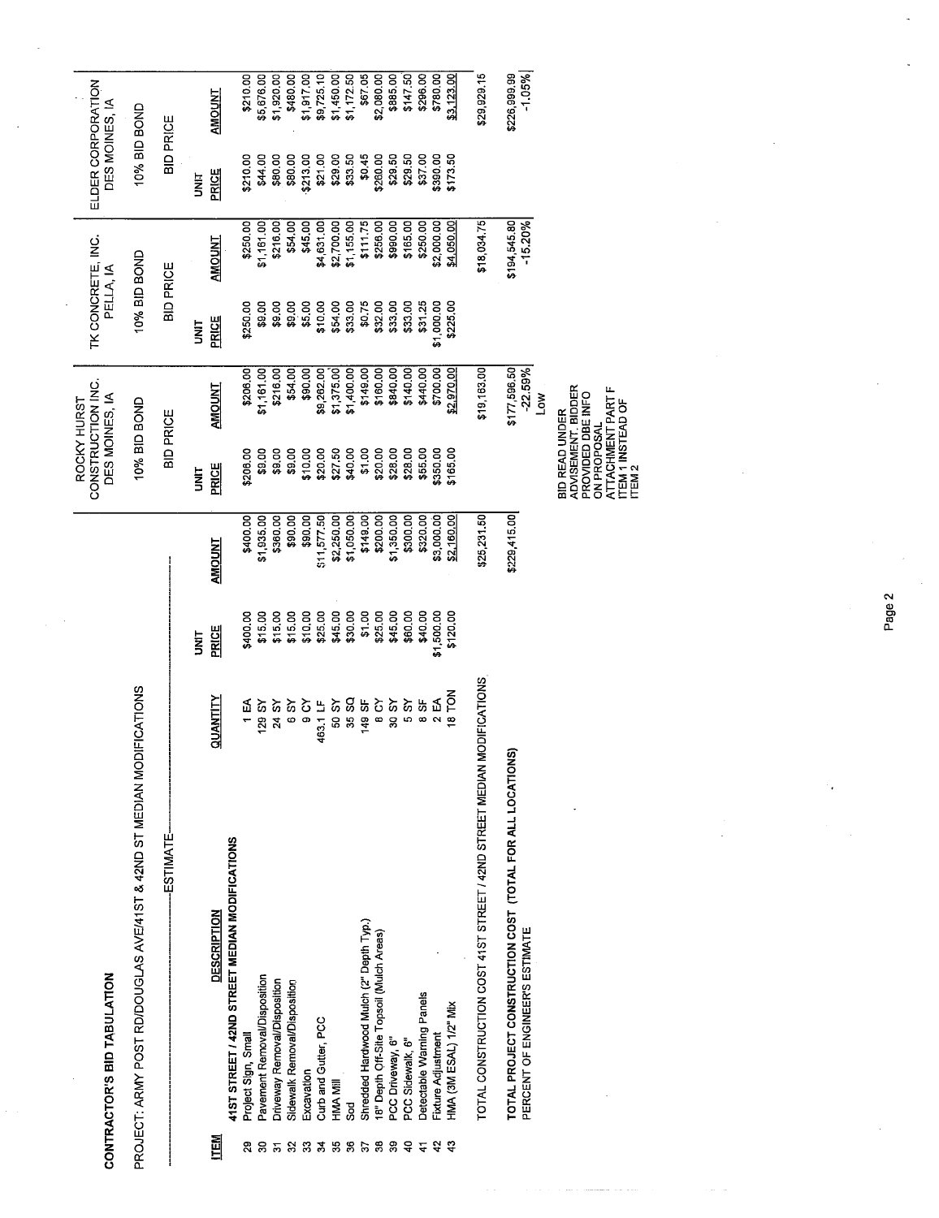**CONTRACTOR'S BID TABULATION**

PROJECT: ARMY POST RD/DOUGLAS AVE/41ST & 42ND ST MEDIAN MODIFICATIONS

| | | | ESTIMATE | | ROCKY HURST CONSTRUCTION INC. DES MOINES, IA | | TK CONCRETE, INC. PELLA, IA | | ELDER CORPORATION DES MOINES, IA | |
|---|---|---|---|---|---|---|---|---|---|---|
| | | | | | 10% BID BOND | | 10% BID BOND | | 10% BID BOND | |
| | | | | | BID PRICE | | BID PRICE | | BID PRICE | |
| **ITEM** | **DESCRIPTION** | **QUANTITY** | **UNIT PRICE** | **AMOUNT** | **UNIT PRICE** | **AMOUNT** | **UNIT PRICE** | **AMOUNT** | **UNIT PRICE** | **AMOUNT** |
| | **41ST STREET / 42ND STREET MEDIAN MODIFICATIONS** | | | | | | | | | |
| 29 | Project Sign, Small | 1 EA | $400.00 | $400.00 | $206.00 | $206.00 | $250.00 | $250.00 | $210.00 | $210.00 |
| 30 | Pavement Removal/Disposition | 129 SY | $15.00 | $1,935.00 | $9.00 | $1,161.00 | $9.00 | $1,161.00 | $44.00 | $5,676.00 |
| 31 | Driveway Removal/Disposition | 24 SY | $15.00 | $360.00 | $9.00 | $216.00 | $9.00 | $216.00 | $80.00 | $1,920.00 |
| 32 | Sidewalk Removal/Disposition | 6 SY | $15.00 | $90.00 | $9.00 | $54.00 | $9.00 | $54.00 | $80.00 | $480.00 |
| 33 | Excavation | 9 CY | $10.00 | $90.00 | $10.00 | $90.00 | $5.00 | $45.00 | $213.00 | $1,917.00 |
| 34 | Curb and Gutter, PCC | 463.1 LF | $25.00 | $11,577.50 | $20.00 | $9,262.00 | $10.00 | $4,631.00 | $21.00 | $9,725.10 |
| 35 | HMA Mill | 50 SY | $45.00 | $2,250.00 | $27.50 | $1,375.00 | $54.00 | $2,700.00 | $29.00 | $1,450.00 |
| 36 | Sod | 35 SQ | $30.00 | $1,050.00 | $40.00 | $1,400.00 | $33.00 | $1,155.00 | $33.50 | $1,172.50 |
| 37 | Shredded Hardwood Mulch (2" Depth Typ.) | 149 SF | $1.00 | $149.00 | $1.00 | $149.00 | $0.75 | $111.75 | $0.45 | $67.05 |
| 38 | 18" Depth Off-Site Topsoil (Mulch Areas) | 8 CY | $25.00 | $200.00 | $20.00 | $160.00 | $32.00 | $256.00 | $260.00 | $2,080.00 |
| 39 | PCC Driveway, 6" | 30 SY | $45.00 | $1,350.00 | $28.00 | $840.00 | $33.00 | $990.00 | $29.50 | $885.00 |
| 40 | PCC Sidewalk, 6" | 5 SY | $60.00 | $300.00 | $28.00 | $140.00 | $33.00 | $165.00 | $29.50 | $147.50 |
| 41 | Detectable Warning Panels | 8 SF | $40.00 | $320.00 | $55.00 | $440.00 | $31.25 | $250.00 | $37.00 | $296.00 |
| 42 | Fixture Adjustment | 2 EA | $1,500.00 | $3,000.00 | $350.00 | $700.00 | $1,000.00 | $2,000.00 | $390.00 | $780.00 |
| 43 | HMA (3M ESAL) 1/2" Mix | 18 TON | $120.00 | $2,160.00 | $165.00 | $2,970.00 | $225.00 | $4,050.00 | $173.50 | $3,123.00 |
| | TOTAL CONSTRUCTION COST 41ST STREET / 42ND STREET MEDIAN MODIFICATIONS | | | $25,231.50 | | $19,163.00 | | $18,034.75 | | $29,929.15 |
| | **TOTAL PROJECT CONSTRUCTION COST (TOTAL FOR ALL LOCATIONS)** | | | $229,415.00 | | $177,596.50 | | $194,545.80 | | $226,999.99 |
| | PERCENT OF ENGINEER'S ESTIMATE | | | | | -22.59% | | -15.20% | | -1.05% |
| | | | | | | Low | | | | |

BID READ UNDER ADVISEMENT. BIDDER PROVIDED DBE INFO ON PROPOSAL ATTACHMENT PART F ITEM 1 INSTEAD OF ITEM 2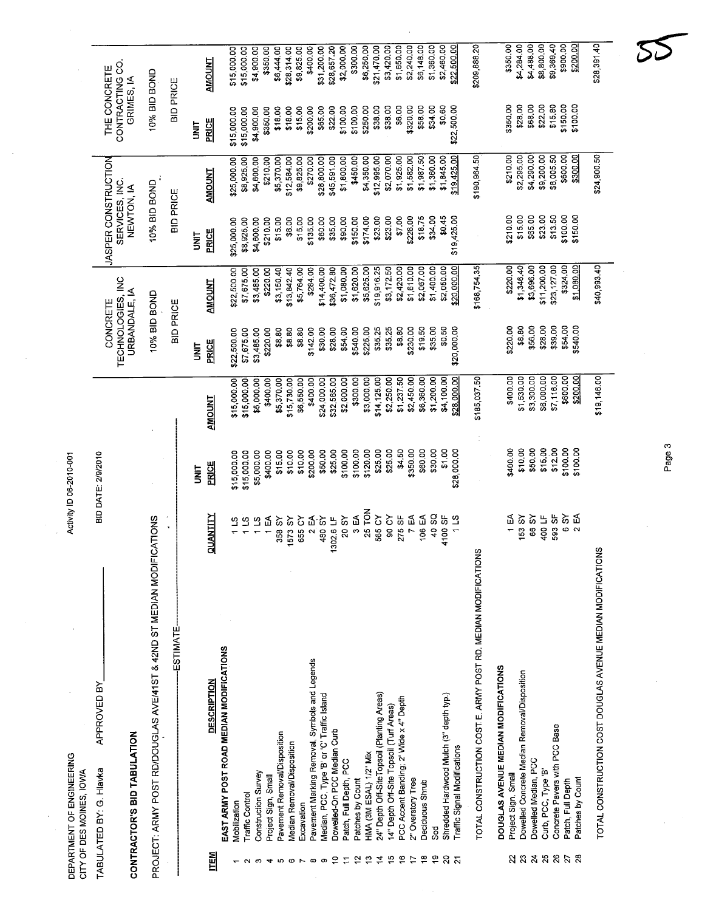DEPARTMENT OF ENGINEERING
CITY OF DES MOINES, IOWA

Activity ID 06-2010-001

TABULATED BY: G. Hlavka APPROVED BY ___________ BID DATE: 2/9/2010

## CONTRACTOR'S BID TABULATION

PROJECT: ARMY POST RD/DOUGLAS AVE/41ST & 42ND ST MEDIAN MODIFICATIONS

| ITEM | DESCRIPTION | QUANTITY | ESTIMATE UNIT PRICE | ESTIMATE AMOUNT | CONCRETE TECHNOLOGIES, INC URBANDALE, IA 10% BID BOND UNIT PRICE | AMOUNT | JASPER CONSTRUCTION SERVICES, INC. NEWTON, IA 10% BID BOND UNIT PRICE | AMOUNT | THE CONCRETE CONTRACTING CO. GRIMES, IA 10% BID BOND UNIT PRICE | AMOUNT |
|---|---|---|---|---|---|---|---|---|---|---|
| | **EAST ARMY POST ROAD MEDIAN MODIFICATIONS** | | | | | | | | | |
| 1 | Mobilization | 1 LS | $15,000.00 | $15,000.00 | $22,500.00 | $22,500.00 | $25,000.00 | $25,000.00 | $15,000.00 | $15,000.00 |
| 2 | Traffic Control | 1 LS | $15,000.00 | $15,000.00 | $7,675.00 | $7,675.00 | $8,925.00 | $8,925.00 | $15,000.00 | $15,000.00 |
| 3 | Construction Survey | 1 LS | $5,000.00 | $5,000.00 | $3,485.00 | $3,485.00 | $4,600.00 | $4,600.00 | $4,900.00 | $4,900.00 |
| 4 | Project Sign, Small | 1 EA | $400.00 | $400.00 | $220.00 | $220.00 | $210.00 | $210.00 | $350.00 | $350.00 |
| 5 | Pavement Removal/Disposition | 358 SY | $15.00 | $5,370.00 | $8.80 | $3,150.40 | $15.00 | $5,370.00 | $18.00 | $6,444.00 |
| 6 | Median Removal/Disposition | 1573 SY | $10.00 | $15,730.00 | $8.80 | $13,842.40 | $8.00 | $12,584.00 | $18.00 | $28,314.00 |
| 7 | Excavation | 655 CY | $10.00 | $6,550.00 | $8.80 | $5,764.00 | $15.00 | $9,825.00 | $15.00 | $9,825.00 |
| 8 | Pavement Marking Removal, Symbols and Legends | 2 EA | $200.00 | $400.00 | $142.00 | $284.00 | $135.00 | $270.00 | $200.00 | $400.00 |
| 9 | Median, PCC, Type 'B' or 'C' Traffic Island | 480 SY | $50.00 | $24,000.00 | $30.00 | $14,400.00 | $60.00 | $28,800.00 | $65.00 | $31,200.00 |
| 10 | Dowelled-On PCC Median Curb | 1302.6 LF | $25.00 | $32,565.00 | $28.00 | $36,472.80 | $35.00 | $45,591.00 | $22.00 | $28,657.20 |
| 11 | Patch, Full Depth, PCC | 20 SY | $100.00 | $2,000.00 | $54.00 | $1,080.00 | $90.00 | $1,800.00 | $100.00 | $2,000.00 |
| 12 | Patches by Count | 3 EA | $100.00 | $300.00 | $540.00 | $1,620.00 | $150.00 | $450.00 | $100.00 | $300.00 |
| 13 | HMA (3M ESAL) 1/2" Mix | 25 TON | $120.00 | $3,000.00 | $225.00 | $5,625.00 | $174.00 | $4,350.00 | $250.00 | $6,250.00 |
| 14 | 24" Depth Off-SiteTopsoil (Planting Areas) | 565 CY | $25.00 | $14,125.00 | $35.25 | $19,916.25 | $23.00 | $12,995.00 | $38.00 | $21,470.00 |
| 15 | 14" Depth Off-Site Topsoil (Turf Areas) | 90 CY | $25.00 | $2,250.00 | $35.25 | $3,172.50 | $23.00 | $2,070.00 | $38.00 | $3,420.00 |
| 16 | PCC Accent Banding; 2' Wide x 4" Depth | 275 SF | $4.50 | $1,237.50 | $8.80 | $2,420.00 | $7.00 | $1,925.00 | $6.00 | $1,650.00 |
| 17 | 2" Overstory Tree | 7 EA | $350.00 | $2,450.00 | $230.00 | $1,610.00 | $226.00 | $1,582.00 | $320.00 | $2,240.00 |
| 18 | Deciduous Shrub | 106 EA | $60.00 | $6,360.00 | $19.50 | $2,067.00 | $18.75 | $1,987.50 | $58.00 | $6,148.00 |
| 19 | Sod | 40 SQ | $30.00 | $1,200.00 | $35.00 | $1,400.00 | $34.00 | $1,360.00 | $34.00 | $1,360.00 |
| 20 | Shredded Hardwood Mulch (3" depth typ.) | 4100 SF | $1.00 | $4,100.00 | $0.50 | $2,050.00 | $0.45 | $1,845.00 | $0.60 | $2,460.00 |
| 21 | Traffic Signal Modifications | 1 LS | $28,000.00 | $28,000.00 | $20,000.00 | $20,000.00 | $19,425.00 | $19,425.00 | $22,500.00 | $22,500.00 |
| | TOTAL CONSTRUCTION COST E. ARMY POST RD. MEDIAN MODIFICATIONS | | | $185,037.50 | | $168,754.35 | | $190,964.50 | | $209,888.20 |
| | **DOUGLAS AVENUE MEDIAN MODIFICATIONS** | | | | | | | | | |
| 22 | Project Sign, Small | 1 EA | $400.00 | $400.00 | $220.00 | $220.00 | $210.00 | $210.00 | $350.00 | $350.00 |
| 23 | Dowelled Concrete Median Removal/Disposition | 153 SY | $10.00 | $1,530.00 | $8.80 | $1,346.40 | $15.00 | $2,295.00 | $28.00 | $4,284.00 |
| 24 | Dowelled Median, PCC | 66 SY | $50.00 | $3,300.00 | $56.00 | $3,696.00 | $65.00 | $4,290.00 | $68.00 | $4,488.00 |
| 25 | Curb, PCC, Type 'B' | 400 LF | $15.00 | $6,000.00 | $28.00 | $11,200.00 | $23.00 | $9,200.00 | $22.00 | $8,800.00 |
| 26 | Concrete Pavers with PCC Base | 593 SF | $12.00 | $7,116.00 | $39.00 | $23,127.00 | $13.50 | $8,005.50 | $15.80 | $9,369.40 |
| 27 | Patch, Full Depth | 6 SY | $100.00 | $600.00 | $54.00 | $324.00 | $100.00 | $600.00 | $150.00 | $900.00 |
| 28 | Patches by Count | 2 EA | $100.00 | $200.00 | $540.00 | $1,080.00 | $150.00 | $300.00 | $100.00 | $200.00 |
| | TOTAL CONSTRUCTION COST DOUGLAS AVENUE MEDIAN MODIFICATIONS | | | $19,146.00 | | $40,993.40 | | $24,900.50 | | $28,391.40 |

55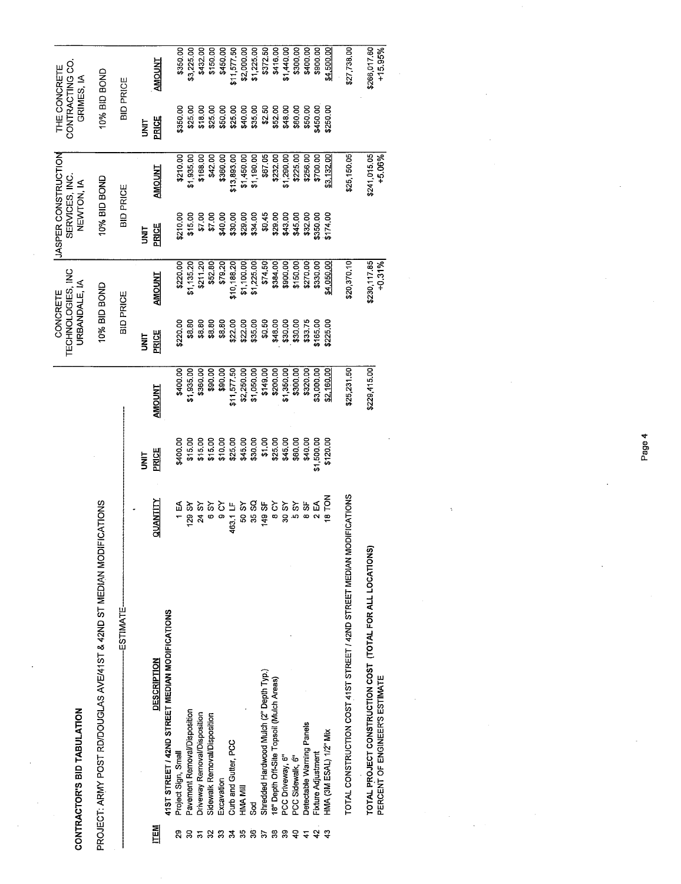## CONTRACTOR'S BID TABULATION

PROJECT: ARMY POST RD/DOUGLAS AVE/41ST & 42ND ST MEDIAN MODIFICATIONS

| | | | ESTIMATE | | CONCRETE TECHNOLOGIES, INC URBANDALE, IA | | JASPER CONSTRUCTION SERVICES, INC. NEWTON, IA | | THE CONCRETE CONTRACTING CO. GRIMES, IA | |
|---|---|---|---|---|---|---|---|---|---|---|
| | | | | | 10% BID BOND | | 10% BID BOND | | 10% BID BOND | |
| | | | | | BID PRICE | | BID PRICE | | BID PRICE | |
| ITEM | DESCRIPTION | QUANTITY | UNIT PRICE | AMOUNT | UNIT PRICE | AMOUNT | UNIT PRICE | AMOUNT | UNIT PRICE | AMOUNT |
| | 41ST STREET / 42ND STREET MEDIAN MODIFICATIONS | | | | | | | | | |
| 29 | Project Sign, Small | 1 EA | $400.00 | $400.00 | $220.00 | $220.00 | $210.00 | $210.00 | $350.00 | $350.00 |
| 30 | Pavement Removal/Disposition | 129 SY | $15.00 | $1,935.00 | $8.80 | $1,135.20 | $15.00 | $1,935.00 | $25.00 | $3,225.00 |
| 31 | Driveway Removal/Disposition | 24 SY | $15.00 | $360.00 | $8.80 | $211.20 | $7.00 | $168.00 | $18.00 | $432.00 |
| 32 | Sidewalk Removal/Disposition | 6 SY | $15.00 | $90.00 | $8.80 | $52.80 | $7.00 | $42.00 | $25.00 | $150.00 |
| 33 | Excavation | 9 CY | $10.00 | $90.00 | $8.80 | $79.20 | $40.00 | $360.00 | $50.00 | $450.00 |
| 34 | Curb and Gutter, PCC | 463.1 LF | $25.00 | $11,577.50 | $22.00 | $10,188.20 | $30.00 | $13,893.00 | $25.00 | $11,577.50 |
| 35 | HMA Mill | 50 SY | $45.00 | $2,250.00 | $22.00 | $1,100.00 | $29.00 | $1,450.00 | $40.00 | $2,000.00 |
| 36 | Sod | 35 SQ | $30.00 | $1,050.00 | $35.00 | $1,225.00 | $34.00 | $1,190.00 | $35.00 | $1,225.00 |
| 37 | Shredded Hardwood Mulch (2" Depth Typ.) | 149 SF | $1.00 | $149.00 | $0.50 | $74.50 | $0.45 | $67.05 | $2.50 | $372.50 |
| 38 | 18" Depth Off-Site Topsoil (Mulch Areas) | 8 CY | $25.00 | $200.00 | $48.00 | $384.00 | $29.00 | $232.00 | $52.00 | $416.00 |
| 39 | PCC Driveway, 6" | 30 SY | $45.00 | $1,350.00 | $30.00 | $900.00 | $43.00 | $1,290.00 | $48.00 | $1,440.00 |
| 40 | PCC Sidewalk, 6" | 5 SY | $60.00 | $300.00 | $30.00 | $150.00 | $45.00 | $225.00 | $60.00 | $300.00 |
| 41 | Detectable Warning Panels | 8 SF | $40.00 | $320.00 | $33.75 | $270.00 | $32.00 | $256.00 | $50.00 | $400.00 |
| 42 | Fixture Adjustment | 2 EA | $1,500.00 | $3,000.00 | $165.00 | $330.00 | $350.00 | $700.00 | $450.00 | $900.00 |
| 43 | HMA (3M ESAL) 1/2" Mix | 18 TON | $120.00 | $2,160.00 | $225.00 | $4,050.00 | $174.00 | $3,132.00 | $250.00 | $4,500.00 |
| | TOTAL CONSTRUCTION COST 41ST STREET / 42ND STREET MEDIAN MODIFICATIONS | | | $25,231.50 | | $20,370.10 | | $25,150.05 | | $27,738.00 |
| | TOTAL PROJECT CONSTRUCTION COST (TOTAL FOR ALL LOCATIONS) | | | $229,415.00 | | $230,117.85 | | $241,015.05 | | $266,017.60 |
| | PERCENT OF ENGINEER'S ESTIMATE | | | | | +0.31% | | +5.06% | | +15.95% |